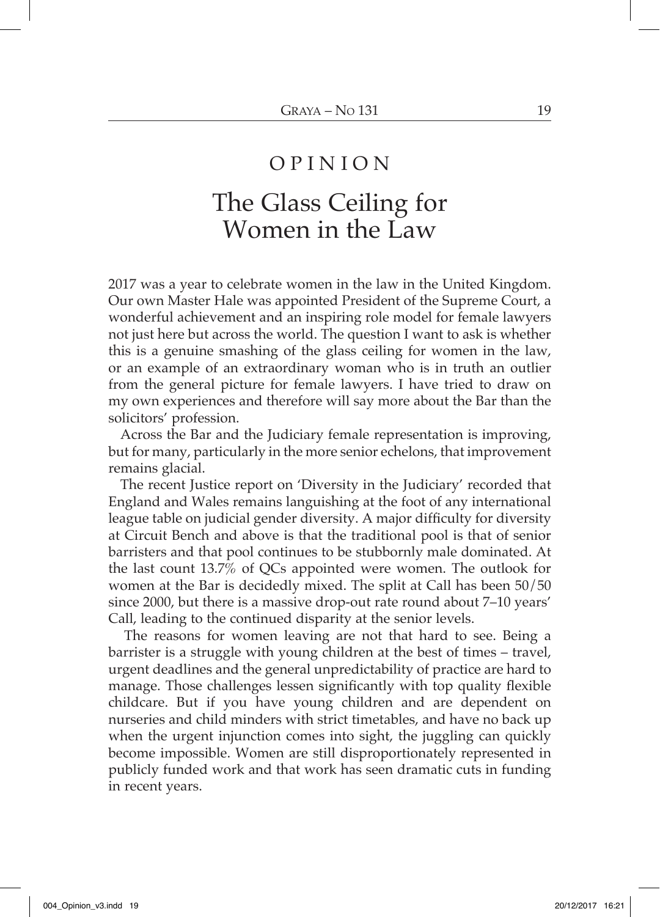# OPINION

## The Glass Ceiling for Women in the Law

2017 was a year to celebrate women in the law in the United Kingdom. Our own Master Hale was appointed President of the Supreme Court, a wonderful achievement and an inspiring role model for female lawyers not just here but across the world. The question I want to ask is whether this is a genuine smashing of the glass ceiling for women in the law, or an example of an extraordinary woman who is in truth an outlier from the general picture for female lawyers. I have tried to draw on my own experiences and therefore will say more about the Bar than the solicitors' profession.

Across the Bar and the Judiciary female representation is improving, but for many, particularly in the more senior echelons, that improvement remains glacial.

The recent Justice report on 'Diversity in the Judiciary' recorded that England and Wales remains languishing at the foot of any international league table on judicial gender diversity. A major difficulty for diversity at Circuit Bench and above is that the traditional pool is that of senior barristers and that pool continues to be stubbornly male dominated. At the last count 13.7% of QCs appointed were women. The outlook for women at the Bar is decidedly mixed. The split at Call has been 50/50 since 2000, but there is a massive drop-out rate round about 7–10 years' Call, leading to the continued disparity at the senior levels.

The reasons for women leaving are not that hard to see. Being a barrister is a struggle with young children at the best of times – travel, urgent deadlines and the general unpredictability of practice are hard to manage. Those challenges lessen significantly with top quality flexible childcare. But if you have young children and are dependent on nurseries and child minders with strict timetables, and have no back up when the urgent injunction comes into sight, the juggling can quickly become impossible. Women are still disproportionately represented in publicly funded work and that work has seen dramatic cuts in funding in recent years.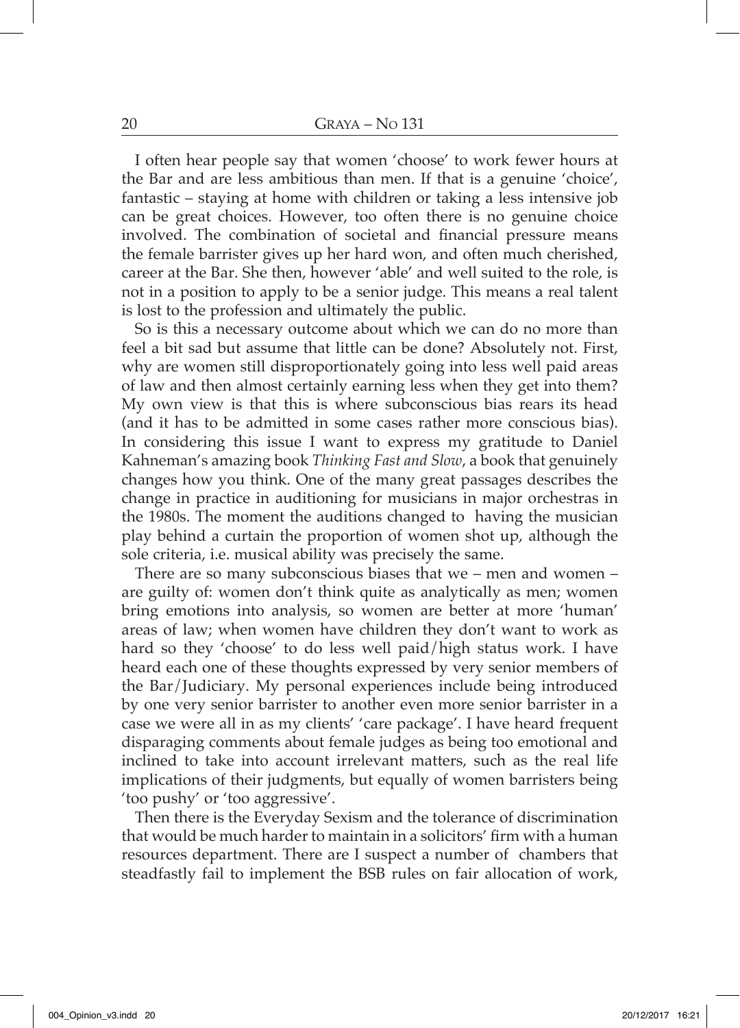I often hear people say that women 'choose' to work fewer hours at the Bar and are less ambitious than men. If that is a genuine 'choice', fantastic – staying at home with children or taking a less intensive job can be great choices. However, too often there is no genuine choice involved. The combination of societal and financial pressure means the female barrister gives up her hard won, and often much cherished, career at the Bar. She then, however 'able' and well suited to the role, is not in a position to apply to be a senior judge. This means a real talent is lost to the profession and ultimately the public.

So is this a necessary outcome about which we can do no more than feel a bit sad but assume that little can be done? Absolutely not. First, why are women still disproportionately going into less well paid areas of law and then almost certainly earning less when they get into them? My own view is that this is where subconscious bias rears its head (and it has to be admitted in some cases rather more conscious bias). In considering this issue I want to express my gratitude to Daniel Kahneman's amazing book *Thinking Fast and Slow*, a book that genuinely changes how you think. One of the many great passages describes the change in practice in auditioning for musicians in major orchestras in the 1980s. The moment the auditions changed to having the musician play behind a curtain the proportion of women shot up, although the sole criteria, i.e. musical ability was precisely the same.

There are so many subconscious biases that we – men and women – are guilty of: women don't think quite as analytically as men; women bring emotions into analysis, so women are better at more 'human' areas of law; when women have children they don't want to work as hard so they 'choose' to do less well paid/high status work. I have heard each one of these thoughts expressed by very senior members of the Bar/Judiciary. My personal experiences include being introduced by one very senior barrister to another even more senior barrister in a case we were all in as my clients' 'care package'. I have heard frequent disparaging comments about female judges as being too emotional and inclined to take into account irrelevant matters, such as the real life implications of their judgments, but equally of women barristers being 'too pushy' or 'too aggressive'.

Then there is the Everyday Sexism and the tolerance of discrimination that would be much harder to maintain in a solicitors' firm with a human resources department. There are I suspect a number of chambers that steadfastly fail to implement the BSB rules on fair allocation of work,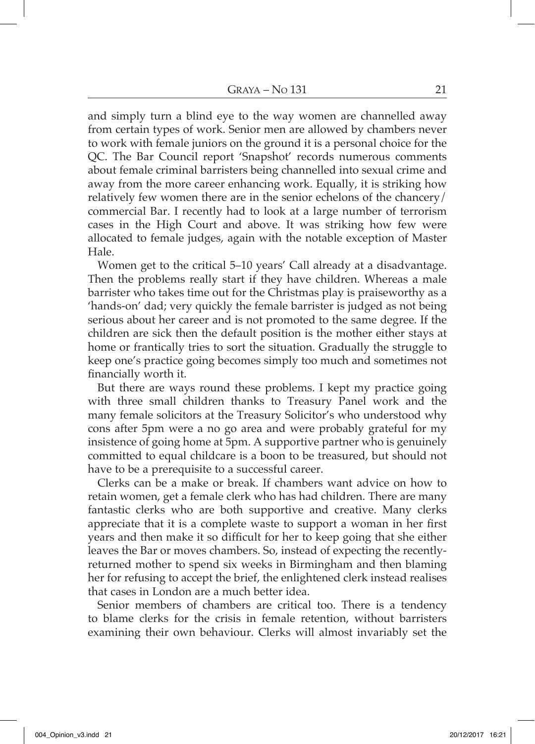and simply turn a blind eye to the way women are channelled away from certain types of work. Senior men are allowed by chambers never to work with female juniors on the ground it is a personal choice for the QC. The Bar Council report 'Snapshot' records numerous comments about female criminal barristers being channelled into sexual crime and away from the more career enhancing work. Equally, it is striking how relatively few women there are in the senior echelons of the chancery/ commercial Bar. I recently had to look at a large number of terrorism cases in the High Court and above. It was striking how few were allocated to female judges, again with the notable exception of Master Hale.

Women get to the critical 5–10 years' Call already at a disadvantage. Then the problems really start if they have children. Whereas a male barrister who takes time out for the Christmas play is praiseworthy as a 'hands-on' dad; very quickly the female barrister is judged as not being serious about her career and is not promoted to the same degree. If the children are sick then the default position is the mother either stays at home or frantically tries to sort the situation. Gradually the struggle to keep one's practice going becomes simply too much and sometimes not financially worth it.

But there are ways round these problems. I kept my practice going with three small children thanks to Treasury Panel work and the many female solicitors at the Treasury Solicitor's who understood why cons after 5pm were a no go area and were probably grateful for my insistence of going home at 5pm. A supportive partner who is genuinely committed to equal childcare is a boon to be treasured, but should not have to be a prerequisite to a successful career.

Clerks can be a make or break. If chambers want advice on how to retain women, get a female clerk who has had children. There are many fantastic clerks who are both supportive and creative. Many clerks appreciate that it is a complete waste to support a woman in her first years and then make it so difficult for her to keep going that she either leaves the Bar or moves chambers. So, instead of expecting the recently-returned mother to spend six weeks in Birmingham and then blaming her for refusing to accept the brief, the enlightened clerk instead realises that cases in London are a much better idea.

Senior members of chambers are critical too. There is a tendency to blame clerks for the crisis in female retention, without barristers examining their own behaviour. Clerks will almost invariably set the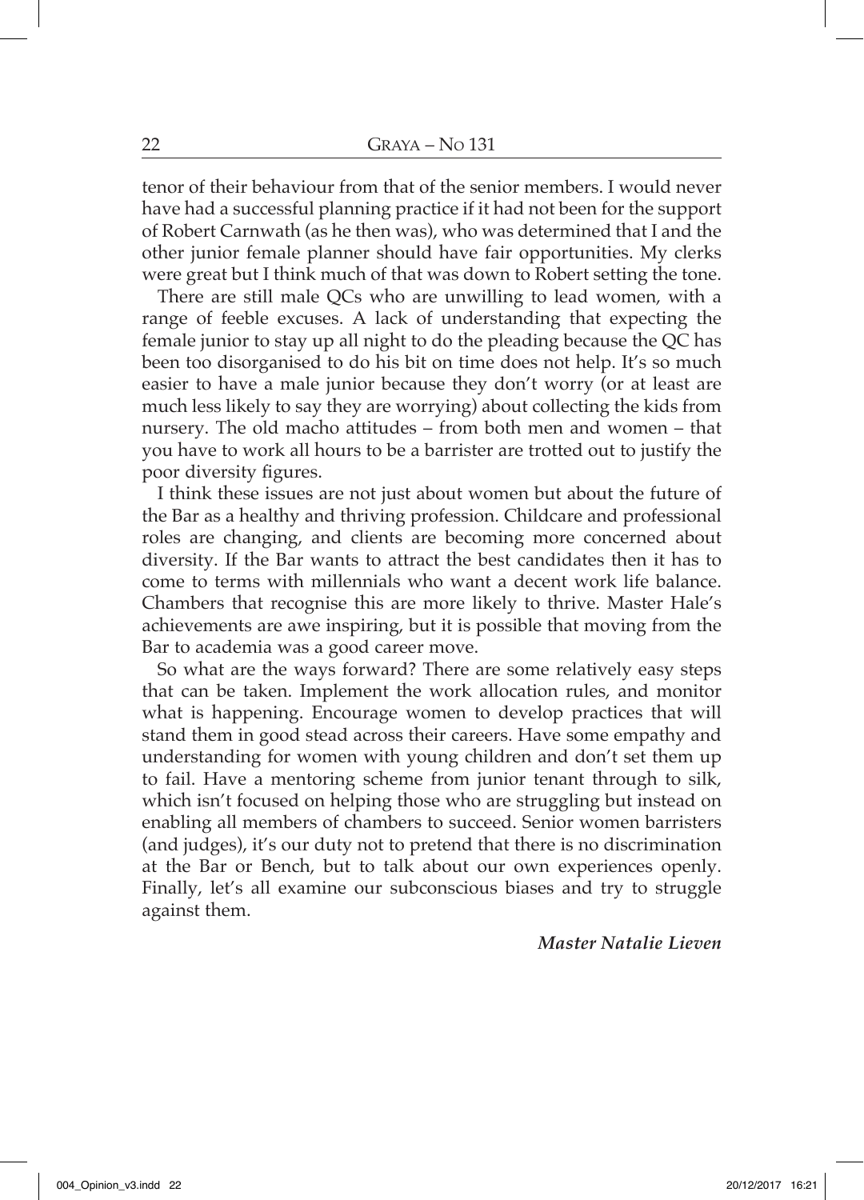tenor of their behaviour from that of the senior members. I would never have had a successful planning practice if it had not been for the support of Robert Carnwath (as he then was), who was determined that I and the other junior female planner should have fair opportunities. My clerks were great but I think much of that was down to Robert setting the tone.

There are still male QCs who are unwilling to lead women, with a range of feeble excuses. A lack of understanding that expecting the female junior to stay up all night to do the pleading because the QC has been too disorganised to do his bit on time does not help. It's so much easier to have a male junior because they don't worry (or at least are much less likely to say they are worrying) about collecting the kids from nursery. The old macho attitudes – from both men and women – that you have to work all hours to be a barrister are trotted out to justify the poor diversity figures.

I think these issues are not just about women but about the future of the Bar as a healthy and thriving profession. Childcare and professional roles are changing, and clients are becoming more concerned about diversity. If the Bar wants to attract the best candidates then it has to come to terms with millennials who want a decent work life balance. Chambers that recognise this are more likely to thrive. Master Hale's achievements are awe inspiring, but it is possible that moving from the Bar to academia was a good career move.

So what are the ways forward? There are some relatively easy steps that can be taken. Implement the work allocation rules, and monitor what is happening. Encourage women to develop practices that will stand them in good stead across their careers. Have some empathy and understanding for women with young children and don't set them up to fail. Have a mentoring scheme from junior tenant through to silk, which isn't focused on helping those who are struggling but instead on enabling all members of chambers to succeed. Senior women barristers (and judges), it's our duty not to pretend that there is no discrimination at the Bar or Bench, but to talk about our own experiences openly. Finally, let's all examine our subconscious biases and try to struggle against them.

***Master Natalie Lieven***